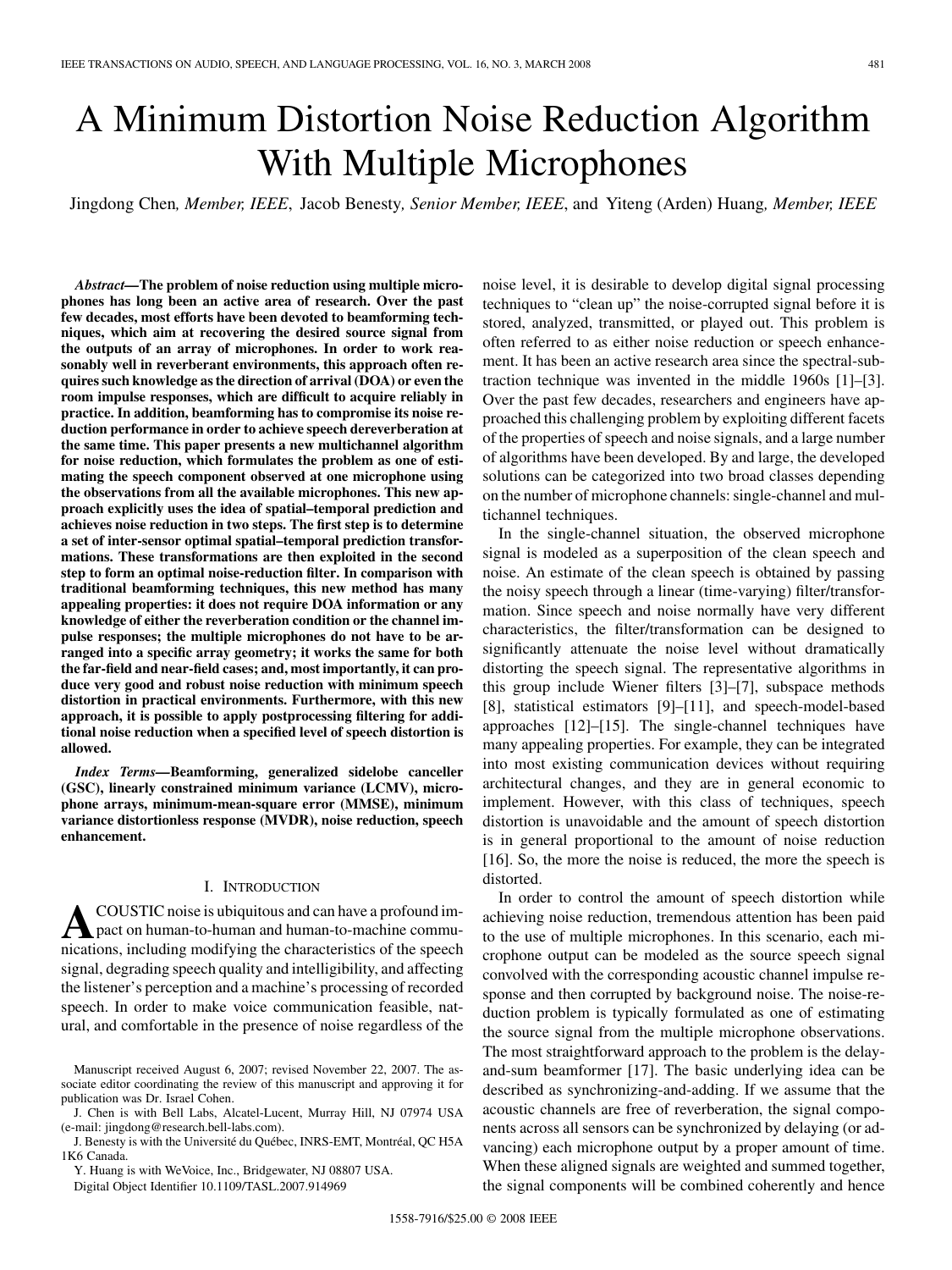# A Minimum Distortion Noise Reduction Algorithm With Multiple Microphones

Jingdong Chen, *Member, IEEE*, Jacob Benesty, *Senior Member, IEEE*, and Yiteng (Arden) Huang, *Member, IEEE*

***Abstract*—The problem of noise reduction using multiple microphones has long been an active area of research. Over the past few decades, most efforts have been devoted to beamforming techniques, which aim at recovering the desired source signal from the outputs of an array of microphones. In order to work reasonably well in reverberant environments, this approach often requires such knowledge as the direction of arrival (DOA) or even the room impulse responses, which are difficult to acquire reliably in practice. In addition, beamforming has to compromise its noise reduction performance in order to achieve speech dereverberation at the same time. This paper presents a new multichannel algorithm for noise reduction, which formulates the problem as one of estimating the speech component observed at one microphone using the observations from all the available microphones. This new approach explicitly uses the idea of spatial–temporal prediction and achieves noise reduction in two steps. The first step is to determine a set of inter-sensor optimal spatial–temporal prediction transformations. These transformations are then exploited in the second step to form an optimal noise-reduction filter. In comparison with traditional beamforming techniques, this new method has many appealing properties: it does not require DOA information or any knowledge of either the reverberation condition or the channel impulse responses; the multiple microphones do not have to be arranged into a specific array geometry; it works the same for both the far-field and near-field cases; and, most importantly, it can produce very good and robust noise reduction with minimum speech distortion in practical environments. Furthermore, with this new approach, it is possible to apply postprocessing filtering for additional noise reduction when a specified level of speech distortion is allowed.**

***Index Terms*—Beamforming, generalized sidelobe canceller (GSC), linearly constrained minimum variance (LCMV), microphone arrays, minimum-mean-square error (MMSE), minimum variance distortionless response (MVDR), noise reduction, speech enhancement.**

## I. Introduction

Acoustic noise is ubiquitous and can have a profound impact on human-to-human and human-to-machine communications, including modifying the characteristics of the speech signal, degrading speech quality and intelligibility, and affecting the listener's perception and a machine's processing of recorded speech. In order to make voice communication feasible, natural, and comfortable in the presence of noise regardless of the noise level, it is desirable to develop digital signal processing techniques to "clean up" the noise-corrupted signal before it is stored, analyzed, transmitted, or played out. This problem is often referred to as either noise reduction or speech enhancement. It has been an active research area since the spectral-subtraction technique was invented in the middle 1960s [1]–[3]. Over the past few decades, researchers and engineers have approached this challenging problem by exploiting different facets of the properties of speech and noise signals, and a large number of algorithms have been developed. By and large, the developed solutions can be categorized into two broad classes depending on the number of microphone channels: single-channel and multichannel techniques.

In the single-channel situation, the observed microphone signal is modeled as a superposition of the clean speech and noise. An estimate of the clean speech is obtained by passing the noisy speech through a linear (time-varying) filter/transformation. Since speech and noise normally have very different characteristics, the filter/transformation can be designed to significantly attenuate the noise level without dramatically distorting the speech signal. The representative algorithms in this group include Wiener filters [3]–[7], subspace methods [8], statistical estimators [9]–[11], and speech-model-based approaches [12]–[15]. The single-channel techniques have many appealing properties. For example, they can be integrated into most existing communication devices without requiring architectural changes, and they are in general economic to implement. However, with this class of techniques, speech distortion is unavoidable and the amount of speech distortion is in general proportional to the amount of noise reduction [16]. So, the more the noise is reduced, the more the speech is distorted.

In order to control the amount of speech distortion while achieving noise reduction, tremendous attention has been paid to the use of multiple microphones. In this scenario, each microphone output can be modeled as the source speech signal convolved with the corresponding acoustic channel impulse response and then corrupted by background noise. The noise-reduction problem is typically formulated as one of estimating the source signal from the multiple microphone observations. The most straightforward approach to the problem is the delay-and-sum beamformer [17]. The basic underlying idea can be described as synchronizing-and-adding. If we assume that the acoustic channels are free of reverberation, the signal components across all sensors can be synchronized by delaying (or advancing) each microphone output by a proper amount of time. When these aligned signals are weighted and summed together, the signal components will be combined coherently and hence

Manuscript received August 6, 2007; revised November 22, 2007. The associate editor coordinating the review of this manuscript and approving it for publication was Dr. Israel Cohen.

J. Chen is with Bell Labs, Alcatel-Lucent, Murray Hill, NJ 07974 USA (e-mail: jingdong@research.bell-labs.com).

J. Benesty is with the Université du Québec, INRS-EMT, Montréal, QC H5A 1K6 Canada.

Y. Huang is with WeVoice, Inc., Bridgewater, NJ 08807 USA.

Digital Object Identifier 10.1109/TASL.2007.914969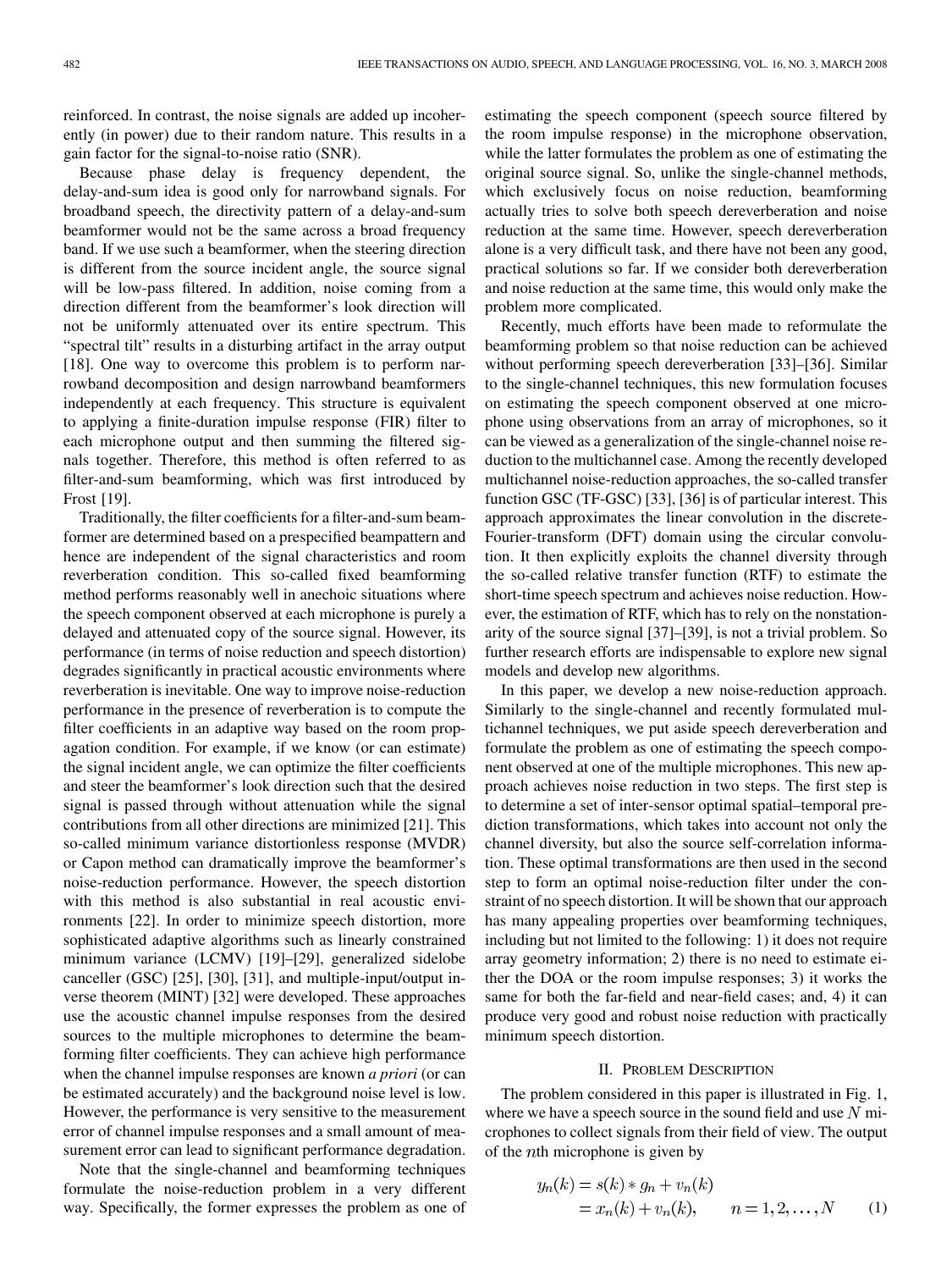reinforced. In contrast, the noise signals are added up incoherently (in power) due to their random nature. This results in a gain factor for the signal-to-noise ratio (SNR).

Because phase delay is frequency dependent, the delay-and-sum idea is good only for narrowband signals. For broadband speech, the directivity pattern of a delay-and-sum beamformer would not be the same across a broad frequency band. If we use such a beamformer, when the steering direction is different from the source incident angle, the source signal will be low-pass filtered. In addition, noise coming from a direction different from the beamformer's look direction will not be uniformly attenuated over its entire spectrum. This "spectral tilt" results in a disturbing artifact in the array output [18]. One way to overcome this problem is to perform narrowband decomposition and design narrowband beamformers independently at each frequency. This structure is equivalent to applying a finite-duration impulse response (FIR) filter to each microphone output and then summing the filtered signals together. Therefore, this method is often referred to as filter-and-sum beamforming, which was first introduced by Frost [19].

Traditionally, the filter coefficients for a filter-and-sum beamformer are determined based on a prespecified beampattern and hence are independent of the signal characteristics and room reverberation condition. This so-called fixed beamforming method performs reasonably well in anechoic situations where the speech component observed at each microphone is purely a delayed and attenuated copy of the source signal. However, its performance (in terms of noise reduction and speech distortion) degrades significantly in practical acoustic environments where reverberation is inevitable. One way to improve noise-reduction performance in the presence of reverberation is to compute the filter coefficients in an adaptive way based on the room propagation condition. For example, if we know (or can estimate) the signal incident angle, we can optimize the filter coefficients and steer the beamformer's look direction such that the desired signal is passed through without attenuation while the signal contributions from all other directions are minimized [21]. This so-called minimum variance distortionless response (MVDR) or Capon method can dramatically improve the beamformer's noise-reduction performance. However, the speech distortion with this method is also substantial in real acoustic environments [22]. In order to minimize speech distortion, more sophisticated adaptive algorithms such as linearly constrained minimum variance (LCMV) [19]–[29], generalized sidelobe canceller (GSC) [25], [30], [31], and multiple-input/output inverse theorem (MINT) [32] were developed. These approaches use the acoustic channel impulse responses from the desired sources to the multiple microphones to determine the beamforming filter coefficients. They can achieve high performance when the channel impulse responses are known *a priori* (or can be estimated accurately) and the background noise level is low. However, the performance is very sensitive to the measurement error of channel impulse responses and a small amount of measurement error can lead to significant performance degradation.

Note that the single-channel and beamforming techniques formulate the noise-reduction problem in a very different way. Specifically, the former expresses the problem as one of estimating the speech component (speech source filtered by the room impulse response) in the microphone observation, while the latter formulates the problem as one of estimating the original source signal. So, unlike the single-channel methods, which exclusively focus on noise reduction, beamforming actually tries to solve both speech dereverberation and noise reduction at the same time. However, speech dereverberation alone is a very difficult task, and there have not been any good, practical solutions so far. If we consider both dereverberation and noise reduction at the same time, this would only make the problem more complicated.

Recently, much efforts have been made to reformulate the beamforming problem so that noise reduction can be achieved without performing speech dereverberation [33]–[36]. Similar to the single-channel techniques, this new formulation focuses on estimating the speech component observed at one microphone using observations from an array of microphones, so it can be viewed as a generalization of the single-channel noise reduction to the multichannel case. Among the recently developed multichannel noise-reduction approaches, the so-called transfer function GSC (TF-GSC) [33], [36] is of particular interest. This approach approximates the linear convolution in the discrete-Fourier-transform (DFT) domain using the circular convolution. It then explicitly exploits the channel diversity through the so-called relative transfer function (RTF) to estimate the short-time speech spectrum and achieves noise reduction. However, the estimation of RTF, which has to rely on the nonstationarity of the source signal [37]–[39], is not a trivial problem. So further research efforts are indispensable to explore new signal models and develop new algorithms.

In this paper, we develop a new noise-reduction approach. Similarly to the single-channel and recently formulated multichannel techniques, we put aside speech dereverberation and formulate the problem as one of estimating the speech component observed at one of the multiple microphones. This new approach achieves noise reduction in two steps. The first step is to determine a set of inter-sensor optimal spatial–temporal prediction transformations, which takes into account not only the channel diversity, but also the source self-correlation information. These optimal transformations are then used in the second step to form an optimal noise-reduction filter under the constraint of no speech distortion. It will be shown that our approach has many appealing properties over beamforming techniques, including but not limited to the following: 1) it does not require array geometry information; 2) there is no need to estimate either the DOA or the room impulse responses; 3) it works the same for both the far-field and near-field cases; and, 4) it can produce very good and robust noise reduction with practically minimum speech distortion.

## II. Problem Description

The problem considered in this paper is illustrated in Fig. 1, where we have a speech source in the sound field and use $N$ microphones to collect signals from their field of view. The output of the $n$th microphone is given by

$$
\begin{aligned}
y_n(k) &= s(k) * g_n + v_n(k) \\
&= x_n(k) + v_n(k), \qquad n = 1, 2, \ldots, N
\end{aligned}
\tag{1}
$$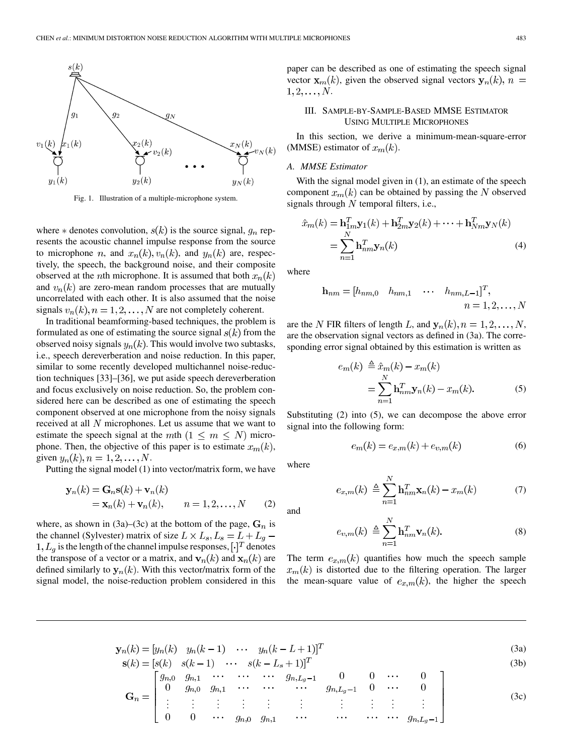Fig. 1. Illustration of a multiple-microphone system.

where $*$ denotes convolution, $s(k)$ is the source signal, $g_n$ represents the acoustic channel impulse response from the source to microphone $n$, and $x_n(k), v_n(k)$, and $y_n(k)$ are, respectively, the speech, the background noise, and their composite observed at the $n$th microphone. It is assumed that both $x_n(k)$ and $v_n(k)$ are zero-mean random processes that are mutually uncorrelated with each other. It is also assumed that the noise signals $v_n(k), n = 1, 2, \ldots, N$ are not completely coherent.

In traditional beamforming-based techniques, the problem is formulated as one of estimating the source signal $s(k)$ from the observed noisy signals $y_n(k)$. This would involve two subtasks, i.e., speech dereverberation and noise reduction. In this paper, similar to some recently developed multichannel noise-reduction techniques [33]–[36], we put aside speech dereverberation and focus exclusively on noise reduction. So, the problem considered here can be described as one of estimating the speech component observed at one microphone from the noisy signals received at all $N$ microphones. Let us assume that we want to estimate the speech signal at the $m$th $(1 \leq m \leq N)$ microphone. Then, the objective of this paper is to estimate $x_m(k)$, given $y_n(k), n = 1, 2, \ldots, N$.

Putting the signal model (1) into vector/matrix form, we have

$$
\begin{aligned}
\mathbf{y}_n(k) &= \mathbf{G}_n \mathbf{s}(k) + \mathbf{v}_n(k) \\
&= \mathbf{x}_n(k) + \mathbf{v}_n(k), \qquad n = 1, 2, \ldots, N
\end{aligned}
\tag{2}
$$

where, as shown in (3a)–(3c) at the bottom of the page, $\mathbf{G}_n$ is the channel (Sylvester) matrix of size $L \times L_s, L_s = L + L_g - 1$, $L_g$ is the length of the channel impulse responses, $[\cdot]^T$ denotes the transpose of a vector or a matrix, and $\mathbf{v}_n(k)$ and $\mathbf{x}_n(k)$ are defined similarly to $\mathbf{y}_n(k)$. With this vector/matrix form of the signal model, the noise-reduction problem considered in this paper can be described as one of estimating the speech signal vector $\mathbf{x}_m(k)$, given the observed signal vectors $\mathbf{y}_n(k), n = 1, 2, \ldots, N$.

## III. Sample-by-Sample-Based MMSE Estimator Using Multiple Microphones

In this section, we derive a minimum-mean-square-error (MMSE) estimator of $x_m(k)$.

### A. MMSE Estimator

With the signal model given in (1), an estimate of the speech component $x_m(k)$ can be obtained by passing the $N$ observed signals through $N$ temporal filters, i.e.,

$$
\begin{aligned}
\hat{x}_m(k) &= \mathbf{h}_{1m}^T \mathbf{y}_1(k) + \mathbf{h}_{2m}^T \mathbf{y}_2(k) + \cdots + \mathbf{h}_{Nm}^T \mathbf{y}_N(k) \\
&= \sum_{n=1}^{N} \mathbf{h}_{nm}^T \mathbf{y}_n(k)
\end{aligned}
\tag{4}
$$

where

$$
\mathbf{h}_{nm} = [h_{nm,0} \quad h_{nm,1} \quad \cdots \quad h_{nm,L-1}]^T, \qquad n = 1, 2, \ldots, N
$$

are the $N$ FIR filters of length $L$, and $\mathbf{y}_n(k), n = 1, 2, \ldots, N$, are the observation signal vectors as defined in (3a). The corresponding error signal obtained by this estimation is written as

$$
\begin{aligned}
e_m(k) &\triangleq \hat{x}_m(k) - x_m(k) \\
&= \sum_{n=1}^{N} \mathbf{h}_{nm}^T \mathbf{y}_n(k) - x_m(k).
\end{aligned}
\tag{5}
$$

Substituting (2) into (5), we can decompose the above error signal into the following form:

$$
e_m(k) = e_{x,m}(k) + e_{v,m}(k) \tag{6}
$$

where

$$
e_{x,m}(k) \triangleq \sum_{n=1}^{N} \mathbf{h}_{nm}^T \mathbf{x}_n(k) - x_m(k) \tag{7}
$$

and

$$
e_{v,m}(k) \triangleq \sum_{n=1}^{N} \mathbf{h}_{nm}^T \mathbf{v}_n(k). \tag{8}
$$

The term $e_{x,m}(k)$ quantifies how much the speech sample $x_m(k)$ is distorted due to the filtering operation. The larger the mean-square value of $e_{x,m}(k)$, the higher the speech

$$
\mathbf{y}_n(k) = [y_n(k) \quad y_n(k-1) \quad \cdots \quad y_n(k-L+1)]^T \tag{3a}
$$

$$
\mathbf{s}(k) = [s(k) \quad s(k-1) \quad \cdots \quad s(k-L_s+1)]^T \tag{3b}
$$

$$
\mathbf{G}_n = \begin{bmatrix}
g_{n,0} & g_{n,1} & \cdots & \cdots & \cdots & g_{n,L_g-1} & 0 & 0 & \cdots & 0 \\
0 & g_{n,0} & g_{n,1} & \cdots & \cdots & \cdots & g_{n,L_g-1} & 0 & \cdots & 0 \\
\vdots & \vdots & \vdots & \vdots & \vdots & \vdots & \vdots & \vdots & \vdots & \vdots \\
0 & 0 & \cdots & g_{n,0} & g_{n,1} & \cdots & \cdots & \cdots & \cdots & g_{n,L_g-1}
\end{bmatrix} \tag{3c}
$$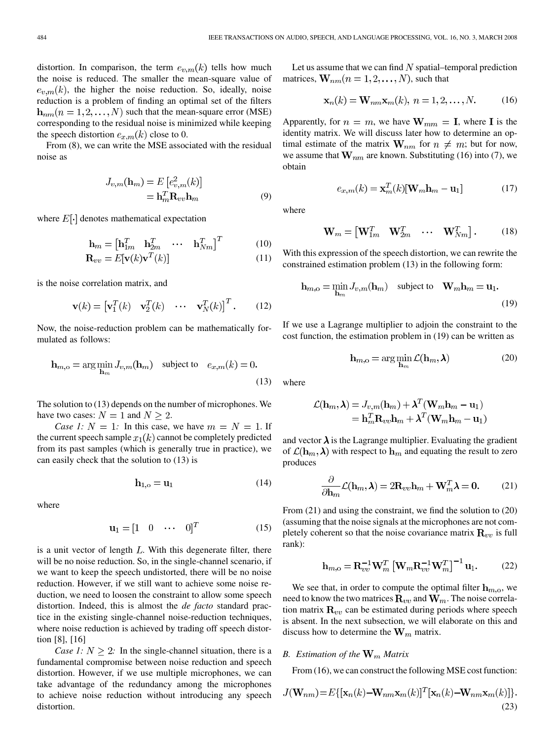distortion. In comparison, the term $e_{v,m}(k)$ tells how much the noise is reduced. The smaller the mean-square value of $e_{v,m}(k)$, the higher the noise reduction. So, ideally, noise reduction is a problem of finding an optimal set of the filters $\mathbf{h}_{nm}(n = 1, 2, \ldots, N)$ such that the mean-square error (MSE) corresponding to the residual noise is minimized while keeping the speech distortion $e_{x,m}(k)$ close to 0.

From (8), we can write the MSE associated with the residual noise as

$$\begin{aligned} J_{v,m}(\mathbf{h}_m) &= E\left[e_{v,m}^2(k)\right] \\ &= \mathbf{h}_m^T \mathbf{R}_{vv} \mathbf{h}_m \end{aligned} \tag{9}$$

where $E[\cdot]$ denotes mathematical expectation

$$\mathbf{h}_m = \begin{bmatrix} \mathbf{h}_{1m}^T & \mathbf{h}_{2m}^T & \cdots & \mathbf{h}_{Nm}^T \end{bmatrix}^T \tag{10}$$

$$\mathbf{R}_{vv} = E[\mathbf{v}(k)\mathbf{v}^T(k)] \tag{11}$$

is the noise correlation matrix, and

$$\mathbf{v}(k) = \begin{bmatrix} \mathbf{v}_1^T(k) & \mathbf{v}_2^T(k) & \cdots & \mathbf{v}_N^T(k) \end{bmatrix}^T. \tag{12}$$

Now, the noise-reduction problem can be mathematically formulated as follows:

$$\mathbf{h}_{m,\mathrm{o}} = \arg\min_{\mathbf{h}_m} J_{v,m}(\mathbf{h}_m) \quad \text{subject to} \quad e_{x,m}(k) = 0. \tag{13}$$

The solution to (13) depends on the number of microphones. We have two cases: $N = 1$ and $N \geq 2$.

*Case 1: $N = 1$:* In this case, we have $m = N = 1$. If the current speech sample $x_1(k)$ cannot be completely predicted from its past samples (which is generally true in practice), we can easily check that the solution to (13) is

$$\mathbf{h}_{1,\mathrm{o}} = \mathbf{u}_1 \tag{14}$$

where

$$\mathbf{u}_1 = [1 \quad 0 \quad \cdots \quad 0]^T \tag{15}$$

is a unit vector of length $L$. With this degenerate filter, there will be no noise reduction. So, in the single-channel scenario, if we want to keep the speech undistorted, there will be no noise reduction. However, if we still want to achieve some noise reduction, we need to loosen the constraint to allow some speech distortion. Indeed, this is almost the *de facto* standard practice in the existing single-channel noise-reduction techniques, where noise reduction is achieved by trading off speech distortion [8], [16]

*Case 1: $N \geq 2$:* In the single-channel situation, there is a fundamental compromise between noise reduction and speech distortion. However, if we use multiple microphones, we can take advantage of the redundancy among the microphones to achieve noise reduction without introducing any speech distortion.

Let us assume that we can find $N$ spatial–temporal prediction matrices, $\mathbf{W}_{nm}(n = 1, 2, \ldots, N)$, such that

$$\mathbf{x}_n(k) = \mathbf{W}_{nm}\mathbf{x}_m(k), \; n = 1, 2, \ldots, N. \tag{16}$$

Apparently, for $n = m$, we have $\mathbf{W}_{mm} = \mathbf{I}$, where $\mathbf{I}$ is the identity matrix. We will discuss later how to determine an optimal estimate of the matrix $\mathbf{W}_{nm}$ for $n \neq m$; but for now, we assume that $\mathbf{W}_{nm}$ are known. Substituting (16) into (7), we obtain

$$e_{x,m}(k) = \mathbf{x}_m^T(k)[\mathbf{W}_m \mathbf{h}_m - \mathbf{u}_1] \tag{17}$$

where

$$\mathbf{W}_m = \begin{bmatrix} \mathbf{W}_{1m}^T & \mathbf{W}_{2m}^T & \cdots & \mathbf{W}_{Nm}^T \end{bmatrix}. \tag{18}$$

With this expression of the speech distortion, we can rewrite the constrained estimation problem (13) in the following form:

$$\mathbf{h}_{m,\mathrm{o}} = \min_{\mathbf{h}_m} J_{v,m}(\mathbf{h}_m) \quad \text{subject to} \quad \mathbf{W}_m \mathbf{h}_m = \mathbf{u}_1. \tag{19}$$

If we use a Lagrange multiplier to adjoin the constraint to the cost function, the estimation problem in (19) can be written as

$$\mathbf{h}_{m,\mathrm{o}} = \arg\min_{\mathbf{h}_m} \mathcal{L}(\mathbf{h}_m, \boldsymbol{\lambda}) \tag{20}$$

where

$$\begin{aligned} \mathcal{L}(\mathbf{h}_m, \boldsymbol{\lambda}) &= J_{v,m}(\mathbf{h}_m) + \boldsymbol{\lambda}^T(\mathbf{W}_m \mathbf{h}_m - \mathbf{u}_1) \\ &= \mathbf{h}_m^T \mathbf{R}_{vv} \mathbf{h}_m + \boldsymbol{\lambda}^T(\mathbf{W}_m \mathbf{h}_m - \mathbf{u}_1) \end{aligned}$$

and vector $\boldsymbol{\lambda}$ is the Lagrange multiplier. Evaluating the gradient of $\mathcal{L}(\mathbf{h}_m, \boldsymbol{\lambda})$ with respect to $\mathbf{h}_m$ and equating the result to zero produces

$$\frac{\partial}{\partial \mathbf{h}_m} \mathcal{L}(\mathbf{h}_m, \boldsymbol{\lambda}) = 2\mathbf{R}_{vv}\mathbf{h}_m + \mathbf{W}_m^T \boldsymbol{\lambda} = \mathbf{0}. \tag{21}$$

From (21) and using the constraint, we find the solution to (20) (assuming that the noise signals at the microphones are not completely coherent so that the noise covariance matrix $\mathbf{R}_{vv}$ is full rank):

$$\mathbf{h}_{m,\mathrm{o}} = \mathbf{R}_{vv}^{-1}\mathbf{W}_m^T \left[\mathbf{W}_m \mathbf{R}_{vv}^{-1} \mathbf{W}_m^T\right]^{-1} \mathbf{u}_1. \tag{22}$$

We see that, in order to compute the optimal filter $\mathbf{h}_{m,\mathrm{o}}$, we need to know the two matrices $\mathbf{R}_{vv}$ and $\mathbf{W}_m$. The noise correlation matrix $\mathbf{R}_{vv}$ can be estimated during periods where speech is absent. In the next subsection, we will elaborate on this and discuss how to determine the $\mathbf{W}_m$ matrix.

### *B. Estimation of the $\mathbf{W}_m$ Matrix*

From (16), we can construct the following MSE cost function:

$$J(\mathbf{W}_{nm}) = E\{[\mathbf{x}_n(k) - \mathbf{W}_{nm}\mathbf{x}_m(k)]^T[\mathbf{x}_n(k) - \mathbf{W}_{nm}\mathbf{x}_m(k)]\}. \tag{23}$$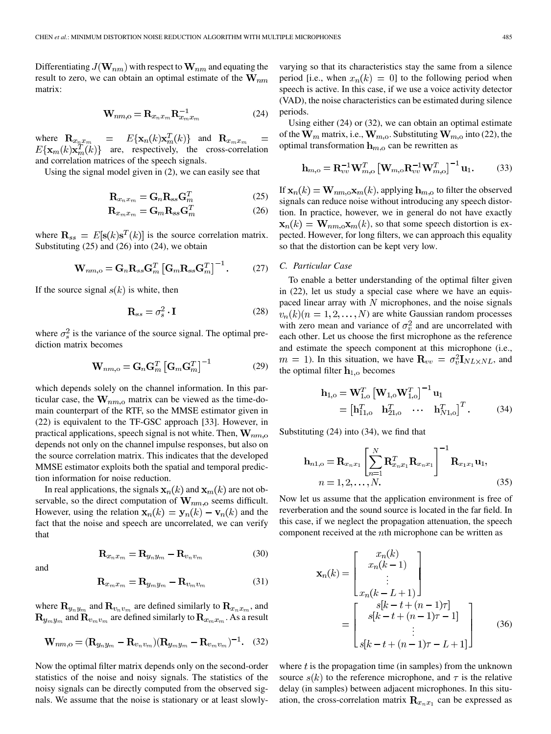Differentiating $J(\mathbf{W}_{nm})$ with respect to $\mathbf{W}_{nm}$ and equating the result to zero, we can obtain an optimal estimate of the $\mathbf{W}_{nm}$ matrix:

$$\mathbf{W}_{nm,\mathrm{o}} = \mathbf{R}_{x_n x_m} \mathbf{R}_{x_m x_m}^{-1} \tag{24}$$

where $\mathbf{R}_{x_n x_m} = E\{\mathbf{x}_n(k)\mathbf{x}_m^T(k)\}$ and $\mathbf{R}_{x_m x_m} = E\{\mathbf{x}_m(k)\mathbf{x}_m^T(k)\}$ are, respectively, the cross-correlation and correlation matrices of the speech signals.

Using the signal model given in (2), we can easily see that

$$\mathbf{R}_{x_n x_m} = \mathbf{G}_n \mathbf{R}_{ss} \mathbf{G}_m^T \tag{25}$$

$$\mathbf{R}_{x_m x_m} = \mathbf{G}_m \mathbf{R}_{ss} \mathbf{G}_m^T \tag{26}$$

where $\mathbf{R}_{ss} = E[\mathbf{s}(k)\mathbf{s}^T(k)]$ is the source correlation matrix. Substituting (25) and (26) into (24), we obtain

$$\mathbf{W}_{nm,\mathrm{o}} = \mathbf{G}_n \mathbf{R}_{ss} \mathbf{G}_m^T \left[\mathbf{G}_m \mathbf{R}_{ss} \mathbf{G}_m^T\right]^{-1}. \tag{27}$$

If the source signal $s(k)$ is white, then

$$\mathbf{R}_{ss} = \sigma_s^2 \cdot \mathbf{I} \tag{28}$$

where $\sigma_s^2$ is the variance of the source signal. The optimal prediction matrix becomes

$$\mathbf{W}_{nm,\mathrm{o}} = \mathbf{G}_n \mathbf{G}_m^T \left[\mathbf{G}_m \mathbf{G}_m^T\right]^{-1} \tag{29}$$

which depends solely on the channel information. In this particular case, the $\mathbf{W}_{nm,\mathrm{o}}$ matrix can be viewed as the time-domain counterpart of the RTF, so the MMSE estimator given in (22) is equivalent to the TF-GSC approach [33]. However, in practical applications, speech signal is not white. Then, $\mathbf{W}_{nm,\mathrm{o}}$ depends not only on the channel impulse responses, but also on the source correlation matrix. This indicates that the developed MMSE estimator exploits both the spatial and temporal prediction information for noise reduction.

In real applications, the signals $\mathbf{x}_n(k)$ and $\mathbf{x}_m(k)$ are not observable, so the direct computation of $\mathbf{W}_{nm,\mathrm{o}}$ seems difficult. However, using the relation $\mathbf{x}_n(k) = \mathbf{y}_n(k) - \mathbf{v}_n(k)$ and the fact that the noise and speech are uncorrelated, we can verify that

$$\mathbf{R}_{x_n x_m} = \mathbf{R}_{y_n y_m} - \mathbf{R}_{v_n v_m} \tag{30}$$

and

$$\mathbf{R}_{x_m x_m} = \mathbf{R}_{y_m y_m} - \mathbf{R}_{v_m v_m} \tag{31}$$

where $\mathbf{R}_{y_n y_m}$ and $\mathbf{R}_{v_n v_m}$ are defined similarly to $\mathbf{R}_{x_n x_m}$, and $\mathbf{R}_{y_m y_m}$ and $\mathbf{R}_{v_m v_m}$ are defined similarly to $\mathbf{R}_{x_m x_m}$. As a result

$$\mathbf{W}_{nm,\mathrm{o}} = (\mathbf{R}_{y_n y_m} - \mathbf{R}_{v_n v_m})(\mathbf{R}_{y_m y_m} - \mathbf{R}_{v_m v_m})^{-1}. \tag{32}$$

Now the optimal filter matrix depends only on the second-order statistics of the noise and noisy signals. The statistics of the noisy signals can be directly computed from the observed signals. We assume that the noise is stationary or at least slowly-varying so that its characteristics stay the same from a silence period [i.e., when $x_n(k) = 0$] to the following period when speech is active. In this case, if we use a voice activity detector (VAD), the noise characteristics can be estimated during silence periods.

Using either (24) or (32), we can obtain an optimal estimate of the $\mathbf{W}_m$ matrix, i.e., $\mathbf{W}_{m,\mathrm{o}}$. Substituting $\mathbf{W}_{m,\mathrm{o}}$ into (22), the optimal transformation $\mathbf{h}_{m,\mathrm{o}}$ can be rewritten as

$$\mathbf{h}_{m,\mathrm{o}} = \mathbf{R}_{vv}^{-1} \mathbf{W}_{m,\mathrm{o}}^T \left[\mathbf{W}_{m,\mathrm{o}} \mathbf{R}_{vv}^{-1} \mathbf{W}_{m,\mathrm{o}}^T\right]^{-1} \mathbf{u}_1. \tag{33}$$

If $\mathbf{x}_n(k) = \mathbf{W}_{nm,\mathrm{o}} \mathbf{x}_m(k)$, applying $\mathbf{h}_{m,\mathrm{o}}$ to filter the observed signals can reduce noise without introducing any speech distortion. In practice, however, we in general do not have exactly $\mathbf{x}_n(k) = \mathbf{W}_{nm,\mathrm{o}} \mathbf{x}_m(k)$, so that some speech distortion is expected. However, for long filters, we can approach this equality so that the distortion can be kept very low.

### *C. Particular Case*

To enable a better understanding of the optimal filter given in (22), let us study a special case where we have an equispaced linear array with $N$ microphones, and the noise signals $v_n(k) (n = 1, 2, \ldots, N)$ are white Gaussian random processes with zero mean and variance of $\sigma_v^2$ and are uncorrelated with each other. Let us choose the first microphone as the reference and estimate the speech component at this microphone (i.e., $m = 1$). In this situation, we have $\mathbf{R}_{vv} = \sigma_v^2 \mathbf{I}_{NL \times NL}$, and the optimal filter $\mathbf{h}_{1,\mathrm{o}}$ becomes

$$\begin{aligned}\mathbf{h}_{1,\mathrm{o}} &= \mathbf{W}_{1,\mathrm{o}}^T \left[\mathbf{W}_{1,\mathrm{o}} \mathbf{W}_{1,\mathrm{o}}^T\right]^{-1} \mathbf{u}_1 \\ &= \begin{bmatrix} \mathbf{h}_{11,\mathrm{o}}^T & \mathbf{h}_{21,\mathrm{o}}^T & \cdots & \mathbf{h}_{N1,\mathrm{o}}^T \end{bmatrix}^T. \end{aligned} \tag{34}$$

Substituting (24) into (34), we find that

$$\begin{aligned}\mathbf{h}_{n1,\mathrm{o}} &= \mathbf{R}_{x_n x_1} \left[\sum_{n=1}^{N} \mathbf{R}_{x_n x_1}^T \mathbf{R}_{x_n x_1}\right]^{-1} \mathbf{R}_{x_1 x_1} \mathbf{u}_1, \\ n &= 1, 2, \ldots, N. \end{aligned} \tag{35}$$

Now let us assume that the application environment is free of reverberation and the sound source is located in the far field. In this case, if we neglect the propagation attenuation, the speech component received at the $n$th microphone can be written as

$$\mathbf{x}_n(k) = \begin{bmatrix} x_n(k) \\ x_n(k-1) \\ \vdots \\ x_n(k-L+1) \end{bmatrix} = \begin{bmatrix} s[k-t+(n-1)\tau] \\ s[k-t+(n-1)\tau-1] \\ \vdots \\ s[k-t+(n-1)\tau-L+1] \end{bmatrix} \tag{36}$$

where $t$ is the propagation time (in samples) from the unknown source $s(k)$ to the reference microphone, and $\tau$ is the relative delay (in samples) between adjacent microphones. In this situation, the cross-correlation matrix $\mathbf{R}_{x_n x_1}$ can be expressed as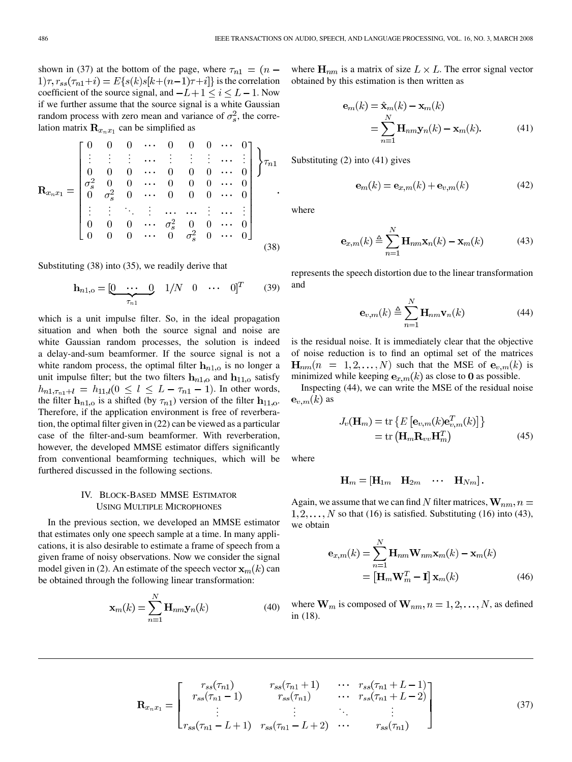shown in (37) at the bottom of the page, where $\tau_{n1} = (n-1)\tau$, $r_{ss}(\tau_{n1}+i) = E\{s(k)s[k+(n-1)\tau+i]\}$ is the correlation coefficient of the source signal, and $-L+1 \le i \le L-1$. Now if we further assume that the source signal is a white Gaussian random process with zero mean and variance of $\sigma_s^2$, the correlation matrix $\mathbf{R}_{x_n x_1}$ can be simplified as

$$\mathbf{R}_{x_n x_1} = \begin{bmatrix} 0 & 0 & 0 & \cdots & 0 & 0 & 0 & \cdots & 0 \\ \vdots & \vdots & \vdots & \cdots & \vdots & \vdots & \vdots & \cdots & \vdots \\ 0 & 0 & 0 & \cdots & 0 & 0 & 0 & \cdots & 0 \\ \sigma_s^2 & 0 & 0 & \cdots & 0 & 0 & 0 & \cdots & 0 \\ 0 & \sigma_s^2 & 0 & \cdots & 0 & 0 & 0 & \cdots & 0 \\ \vdots & \vdots & \ddots & \vdots & \cdots & \cdots & \vdots & \cdots & \vdots \\ 0 & 0 & 0 & \cdots & \sigma_s^2 & 0 & 0 & \cdots & 0 \\ 0 & 0 & 0 & \cdots & 0 & \sigma_s^2 & 0 & \cdots & 0 \end{bmatrix} \left.\right\}\tau_{n1}. \tag{38}$$

(The first $\tau_{n1}$ rows are zero.)

Substituting (38) into (35), we readily derive that

$$\mathbf{h}_{n1,\mathrm{o}} = [\underbrace{0 \ \cdots \ 0}_{\tau_{n1}} \quad 1/N \quad 0 \quad \cdots \quad 0]^T \tag{39}$$

which is a unit impulse filter. So, in the ideal propagation situation and when both the source signal and noise are white Gaussian random processes, the solution is indeed a delay-and-sum beamformer. If the source signal is not a white random process, the optimal filter $\mathbf{h}_{n1,\mathrm{o}}$ is no longer a unit impulse filter; but the two filters $\mathbf{h}_{n1,\mathrm{o}}$ and $\mathbf{h}_{11,\mathrm{o}}$ satisfy $h_{n1,\tau_{n1}+l} = h_{11,l} (0 \le l \le L - \tau_{n1} - 1)$. In other words, the filter $\mathbf{h}_{n1,\mathrm{o}}$ is a shifted (by $\tau_{n1}$) version of the filter $\mathbf{h}_{11,\mathrm{o}}$. Therefore, if the application environment is free of reverberation, the optimal filter given in (22) can be viewed as a particular case of the filter-and-sum beamformer. With reverberation, however, the developed MMSE estimator differs significantly from conventional beamforming techniques, which will be furthered discussed in the following sections.

## IV. Block-Based MMSE Estimator Using Multiple Microphones

In the previous section, we developed an MMSE estimator that estimates only one speech sample at a time. In many applications, it is also desirable to estimate a frame of speech from a given frame of noisy observations. Now we consider the signal model given in (2). An estimate of the speech vector $\mathbf{x}_m(k)$ can be obtained through the following linear transformation:

$$\mathbf{x}_m(k) = \sum_{n=1}^{N} \mathbf{H}_{nm}\mathbf{y}_n(k) \tag{40}$$

where $\mathbf{H}_{nm}$ is a matrix of size $L \times L$. The error signal vector obtained by this estimation is then written as

$$\begin{aligned} \mathbf{e}_m(k) &= \hat{\mathbf{x}}_m(k) - \mathbf{x}_m(k) \\ &= \sum_{n=1}^{N} \mathbf{H}_{nm}\mathbf{y}_n(k) - \mathbf{x}_m(k). \end{aligned} \tag{41}$$

Substituting (2) into (41) gives

$$\mathbf{e}_m(k) = \mathbf{e}_{x,m}(k) + \mathbf{e}_{v,m}(k) \tag{42}$$

where

$$\mathbf{e}_{x,m}(k) \triangleq \sum_{n=1}^{N} \mathbf{H}_{nm}\mathbf{x}_n(k) - \mathbf{x}_m(k) \tag{43}$$

represents the speech distortion due to the linear transformation and

$$\mathbf{e}_{v,m}(k) \triangleq \sum_{n=1}^{N} \mathbf{H}_{nm}\mathbf{v}_n(k) \tag{44}$$

is the residual noise. It is immediately clear that the objective of noise reduction is to find an optimal set of the matrices $\mathbf{H}_{nm} (n = 1, 2, \ldots, N)$ such that the MSE of $\mathbf{e}_{v,m}(k)$ is minimized while keeping $\mathbf{e}_{x,m}(k)$ as close to $\mathbf{0}$ as possible.

Inspecting (44), we can write the MSE of the residual noise $\mathbf{e}_{v,m}(k)$ as

$$\begin{aligned} J_v(\mathbf{H}_m) &= \mathrm{tr}\left\{E\left[\mathbf{e}_{v,m}(k)\mathbf{e}_{v,m}^T(k)\right]\right\} \\ &= \mathrm{tr}\left(\mathbf{H}_m\mathbf{R}_{vv}\mathbf{H}_m^T\right) \end{aligned} \tag{45}$$

where

$$\mathbf{H}_m = [\mathbf{H}_{1m} \quad \mathbf{H}_{2m} \quad \cdots \quad \mathbf{H}_{Nm}].$$

Again, we assume that we can find $N$ filter matrices, $\mathbf{W}_{nm}, n = 1, 2, \ldots, N$ so that (16) is satisfied. Substituting (16) into (43), we obtain

$$\begin{aligned} \mathbf{e}_{x,m}(k) &= \sum_{n=1}^{N} \mathbf{H}_{nm}\mathbf{W}_{nm}\mathbf{x}_m(k) - \mathbf{x}_m(k) \\ &= \left[\mathbf{H}_m\mathbf{W}_m^T - \mathbf{I}\right]\mathbf{x}_m(k) \end{aligned} \tag{46}$$

where $\mathbf{W}_m$ is composed of $\mathbf{W}_{nm}, n = 1, 2, \ldots, N$, as defined in (18).

$$\mathbf{R}_{x_n x_1} = \begin{bmatrix} r_{ss}(\tau_{n1}) & r_{ss}(\tau_{n1}+1) & \cdots & r_{ss}(\tau_{n1}+L-1) \\ r_{ss}(\tau_{n1}-1) & r_{ss}(\tau_{n1}) & \cdots & r_{ss}(\tau_{n1}+L-2) \\ \vdots & \vdots & \ddots & \vdots \\ r_{ss}(\tau_{n1}-L+1) & r_{ss}(\tau_{n1}-L+2) & \cdots & r_{ss}(\tau_{n1}) \end{bmatrix} \tag{37}$$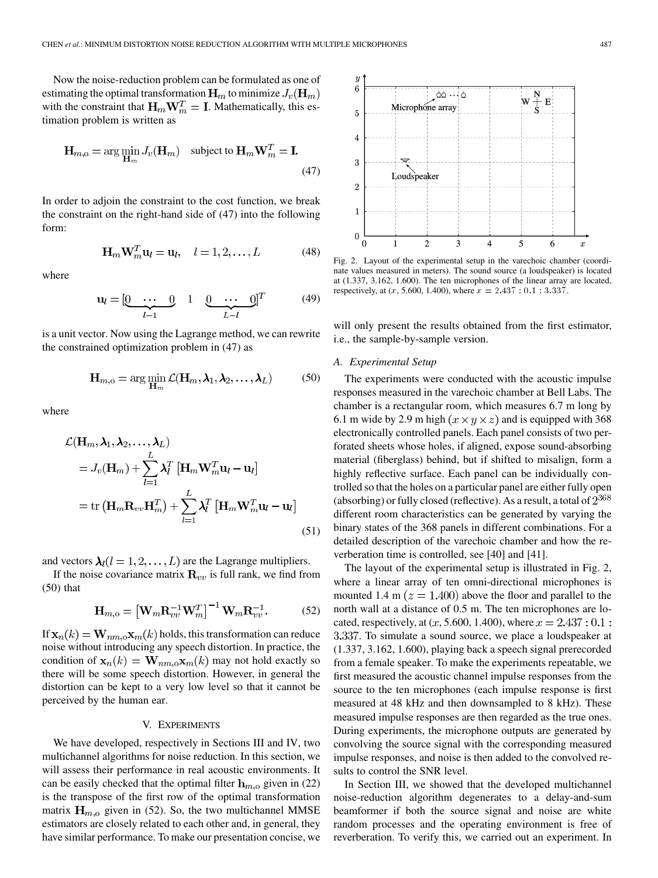Now the noise-reduction problem can be formulated as one of estimating the optimal transformation $\mathbf{H}_m$ to minimize $J_v(\mathbf{H}_m)$ with the constraint that $\mathbf{H}_m \mathbf{W}_m^T = \mathbf{I}$. Mathematically, this estimation problem is written as

$$\mathbf{H}_{m,\text{o}} = \arg\min_{\mathbf{H}_m} J_v(\mathbf{H}_m) \quad \text{subject to } \mathbf{H}_m \mathbf{W}_m^T = \mathbf{I}. \tag{47}$$

In order to adjoin the constraint to the cost function, we break the constraint on the right-hand side of (47) into the following form:

$$\mathbf{H}_m \mathbf{W}_m^T \mathbf{u}_l = \mathbf{u}_l, \quad l = 1, 2, \ldots, L \tag{48}$$

where

$$\mathbf{u}_l = [\underbrace{0 \quad \cdots \quad 0}_{l-1} \quad 1 \quad \underbrace{0 \quad \cdots \quad 0}_{L-l}]^T \tag{49}$$

is a unit vector. Now using the Lagrange method, we can rewrite the constrained optimization problem in (47) as

$$\mathbf{H}_{m,\text{o}} = \arg\min_{\mathbf{H}_m} \mathcal{L}(\mathbf{H}_m, \boldsymbol{\lambda}_1, \boldsymbol{\lambda}_2, \ldots, \boldsymbol{\lambda}_L) \tag{50}$$

where

$$\begin{aligned}
\mathcal{L}(\mathbf{H}_m, \boldsymbol{\lambda}_1, \boldsymbol{\lambda}_2, \ldots, \boldsymbol{\lambda}_L) &= J_v(\mathbf{H}_m) + \sum_{l=1}^{L} \boldsymbol{\lambda}_l^T \left[\mathbf{H}_m \mathbf{W}_m^T \mathbf{u}_l - \mathbf{u}_l\right] \\
&= \text{tr}\left(\mathbf{H}_m \mathbf{R}_{vv} \mathbf{H}_m^T\right) + \sum_{l=1}^{L} \boldsymbol{\lambda}_l^T \left[\mathbf{H}_m \mathbf{W}_m^T \mathbf{u}_l - \mathbf{u}_l\right]
\end{aligned} \tag{51}$$

and vectors $\boldsymbol{\lambda}_l (l = 1, 2, \ldots, L)$ are the Lagrange multipliers.

If the noise covariance matrix $\mathbf{R}_{vv}$ is full rank, we find from (50) that

$$\mathbf{H}_{m,\text{o}} = \left[\mathbf{W}_m \mathbf{R}_{vv}^{-1} \mathbf{W}_m^T\right]^{-1} \mathbf{W}_m \mathbf{R}_{vv}^{-1}. \tag{52}$$

If $\mathbf{x}_n(k) = \mathbf{W}_{nm,\text{o}} \mathbf{x}_m(k)$ holds, this transformation can reduce noise without introducing any speech distortion. In practice, the condition of $\mathbf{x}_n(k) = \mathbf{W}_{nm,\text{o}} \mathbf{x}_m(k)$ may not hold exactly so there will be some speech distortion. However, in general the distortion can be kept to a very low level so that it cannot be perceived by the human ear.

## V. Experiments

We have developed, respectively in Sections III and IV, two multichannel algorithms for noise reduction. In this section, we will assess their performance in real acoustic environments. It can be easily checked that the optimal filter $\mathbf{h}_{m,\text{o}}$ given in (22) is the transpose of the first row of the optimal transformation matrix $\mathbf{H}_{m,\text{o}}$ given in (52). So, the two multichannel MMSE estimators are closely related to each other and, in general, they have similar performance. To make our presentation concise, we will only present the results obtained from the first estimator, i.e., the sample-by-sample version.

Fig. 2. Layout of the experimental setup in the varechoic chamber (coordinate values measured in meters). The sound source (a loudspeaker) is located at (1.337, 3.162, 1.600). The ten microphones of the linear array are located, respectively, at ($x$, 5.600, 1.400), where $x = 2.437 : 0.1 : 3.337$.

### A. Experimental Setup

The experiments were conducted with the acoustic impulse responses measured in the varechoic chamber at Bell Labs. The chamber is a rectangular room, which measures 6.7 m long by 6.1 m wide by 2.9 m high ($x \times y \times z$) and is equipped with 368 electronically controlled panels. Each panel consists of two perforated sheets whose holes, if aligned, expose sound-absorbing material (fiberglass) behind, but if shifted to misalign, form a highly reflective surface. Each panel can be individually controlled so that the holes on a particular panel are either fully open (absorbing) or fully closed (reflective). As a result, a total of $2^{368}$ different room characteristics can be generated by varying the binary states of the 368 panels in different combinations. For a detailed description of the varechoic chamber and how the reverberation time is controlled, see [40] and [41].

The layout of the experimental setup is illustrated in Fig. 2, where a linear array of ten omni-directional microphones is mounted 1.4 m ($z = 1.400$) above the floor and parallel to the north wall at a distance of 0.5 m. The ten microphones are located, respectively, at ($x$, 5.600, 1.400), where $x = 2.437 : 0.1 : 3.337$. To simulate a sound source, we place a loudspeaker at (1.337, 3.162, 1.600), playing back a speech signal prerecorded from a female speaker. To make the experiments repeatable, we first measured the acoustic channel impulse responses from the source to the ten microphones (each impulse response is first measured at 48 kHz and then downsampled to 8 kHz). These measured impulse responses are then regarded as the true ones. During experiments, the microphone outputs are generated by convolving the source signal with the corresponding measured impulse responses, and noise is then added to the convolved results to control the SNR level.

In Section III, we showed that the developed multichannel noise-reduction algorithm degenerates to a delay-and-sum beamformer if both the source signal and noise are white random processes and the operating environment is free of reverberation. To verify this, we carried out an experiment. In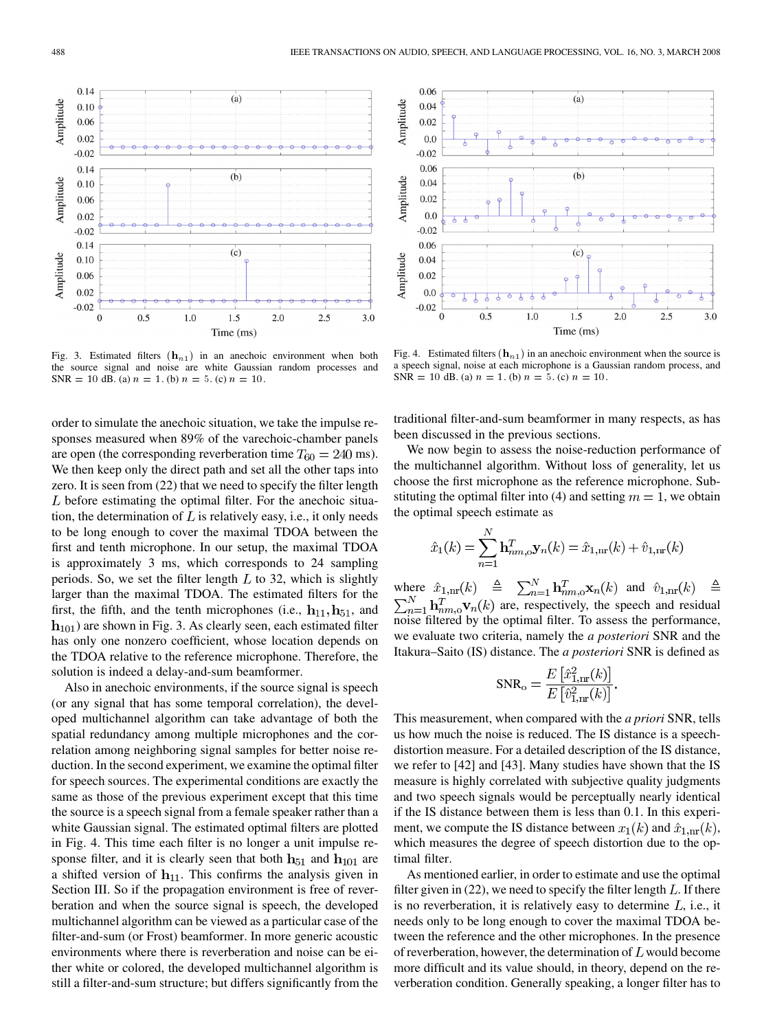Fig. 3. Estimated filters $(\mathbf{h}_{n1})$ in an anechoic environment when both the source signal and noise are white Gaussian random processes and SNR = 10 dB. (a) $n=1$. (b) $n=5$. (c) $n=10$.

Fig. 4. Estimated filters $(\mathbf{h}_{n1})$ in an anechoic environment when the source is a speech signal, noise at each microphone is a Gaussian random process, and SNR = 10 dB. (a) $n=1$. (b) $n=5$. (c) $n=10$.

order to simulate the anechoic situation, we take the impulse responses measured when 89% of the varechoic-chamber panels are open (the corresponding reverberation time $T_{60}=240$ ms). We then keep only the direct path and set all the other taps into zero. It is seen from (22) that we need to specify the filter length $L$ before estimating the optimal filter. For the anechoic situation, the determination of $L$ is relatively easy, i.e., it only needs to be long enough to cover the maximal TDOA between the first and tenth microphone. In our setup, the maximal TDOA is approximately 3 ms, which corresponds to 24 sampling periods. So, we set the filter length $L$ to 32, which is slightly larger than the maximal TDOA. The estimated filters for the first, the fifth, and the tenth microphones (i.e., $\mathbf{h}_{11}, \mathbf{h}_{51}$, and $\mathbf{h}_{101}$) are shown in Fig. 3. As clearly seen, each estimated filter has only one nonzero coefficient, whose location depends on the TDOA relative to the reference microphone. Therefore, the solution is indeed a delay-and-sum beamformer.

Also in anechoic environments, if the source signal is speech (or any signal that has some temporal correlation), the developed multichannel algorithm can take advantage of both the spatial redundancy among multiple microphones and the correlation among neighboring signal samples for better noise reduction. In the second experiment, we examine the optimal filter for speech sources. The experimental conditions are exactly the same as those of the previous experiment except that this time the source is a speech signal from a female speaker rather than a white Gaussian signal. The estimated optimal filters are plotted in Fig. 4. This time each filter is no longer a unit impulse response filter, and it is clearly seen that both $\mathbf{h}_{51}$ and $\mathbf{h}_{101}$ are a shifted version of $\mathbf{h}_{11}$. This confirms the analysis given in Section III. So if the propagation environment is free of reverberation and when the source signal is speech, the developed multichannel algorithm can be viewed as a particular case of the filter-and-sum (or Frost) beamformer. In more generic acoustic environments where there is reverberation and noise can be either white or colored, the developed multichannel algorithm is still a filter-and-sum structure; but differs significantly from the traditional filter-and-sum beamformer in many respects, as has been discussed in the previous sections.

We now begin to assess the noise-reduction performance of the multichannel algorithm. Without loss of generality, let us choose the first microphone as the reference microphone. Substituting the optimal filter into (4) and setting $m=1$, we obtain the optimal speech estimate as

$$\hat{x}_1(k)=\sum_{n=1}^{N}\mathbf{h}_{nm,\mathrm{o}}^T\mathbf{y}_n(k)=\hat{x}_{1,\mathrm{nr}}(k)+\hat{v}_{1,\mathrm{nr}}(k)$$

where $\hat{x}_{1,\mathrm{nr}}(k) \triangleq \sum_{n=1}^{N}\mathbf{h}_{nm,\mathrm{o}}^T\mathbf{x}_n(k)$ and $\hat{v}_{1,\mathrm{nr}}(k) \triangleq \sum_{n=1}^{N}\mathbf{h}_{nm,\mathrm{o}}^T\mathbf{v}_n(k)$ are, respectively, the speech and residual noise filtered by the optimal filter. To assess the performance, we evaluate two criteria, namely the *a posteriori* SNR and the Itakura–Saito (IS) distance. The *a posteriori* SNR is defined as

$$\mathrm{SNR}_{\mathrm{o}}=\frac{E\left[\hat{x}_{1,\mathrm{nr}}^2(k)\right]}{E\left[\hat{v}_{1,\mathrm{nr}}^2(k)\right]}.$$

This measurement, when compared with the *a priori* SNR, tells us how much the noise is reduced. The IS distance is a speech-distortion measure. For a detailed description of the IS distance, we refer to [42] and [43]. Many studies have shown that the IS measure is highly correlated with subjective quality judgments and two speech signals would be perceptually nearly identical if the IS distance between them is less than 0.1. In this experiment, we compute the IS distance between $x_1(k)$ and $\hat{x}_{1,\mathrm{nr}}(k)$, which measures the degree of speech distortion due to the optimal filter.

As mentioned earlier, in order to estimate and use the optimal filter given in (22), we need to specify the filter length $L$. If there is no reverberation, it is relatively easy to determine $L$, i.e., it needs only to be long enough to cover the maximal TDOA between the reference and the other microphones. In the presence of reverberation, however, the determination of $L$ would become more difficult and its value should, in theory, depend on the reverberation condition. Generally speaking, a longer filter has to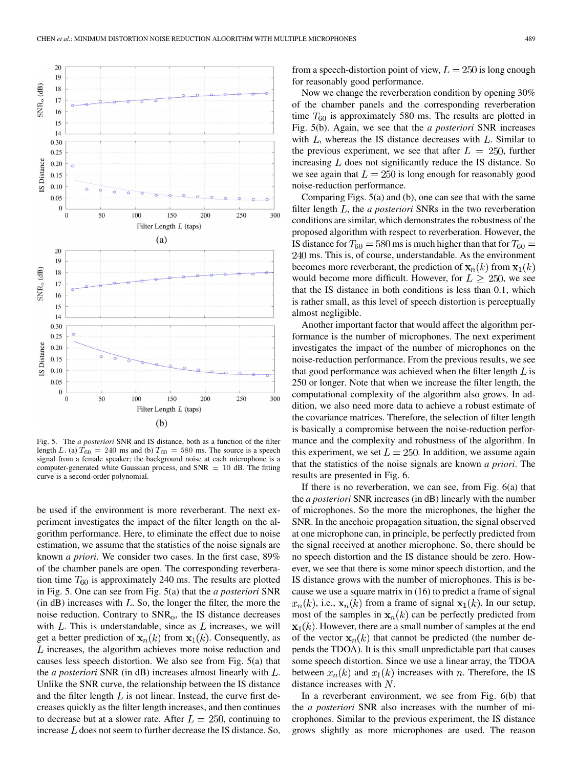Fig. 5. The *a posteriori* SNR and IS distance, both as a function of the filter length $L$. (a) $T_{60} = 240$ ms and (b) $T_{60} = 580$ ms. The source is a speech signal from a female speaker; the background noise at each microphone is a computer-generated white Gaussian process, and $\text{SNR} = 10$ dB. The fitting curve is a second-order polynomial.

be used if the environment is more reverberant. The next experiment investigates the impact of the filter length on the algorithm performance. Here, to eliminate the effect due to noise estimation, we assume that the statistics of the noise signals are known *a priori*. We consider two cases. In the first case, 89% of the chamber panels are open. The corresponding reverberation time $T_{60}$ is approximately 240 ms. The results are plotted in Fig. 5. One can see from Fig. 5(a) that the *a posteriori* SNR (in dB) increases with $L$. So, the longer the filter, the more the noise reduction. Contrary to $\text{SNR}_\text{o}$, the IS distance decreases with $L$. This is understandable, since as $L$ increases, we will get a better prediction of $\mathbf{x}_n(k)$ from $\mathbf{x}_1(k)$. Consequently, as $L$ increases, the algorithm achieves more noise reduction and causes less speech distortion. We also see from Fig. 5(a) that the *a posteriori* SNR (in dB) increases almost linearly with $L$. Unlike the SNR curve, the relationship between the IS distance and the filter length $L$ is not linear. Instead, the curve first decreases quickly as the filter length increases, and then continues to decrease but at a slower rate. After $L = 250$, continuing to increase $L$ does not seem to further decrease the IS distance. So, from a speech-distortion point of view, $L = 250$ is long enough for reasonably good performance.

Now we change the reverberation condition by opening 30% of the chamber panels and the corresponding reverberation time $T_{60}$ is approximately 580 ms. The results are plotted in Fig. 5(b). Again, we see that the *a posteriori* SNR increases with $L$, whereas the IS distance decreases with $L$. Similar to the previous experiment, we see that after $L = 250$, further increasing $L$ does not significantly reduce the IS distance. So we see again that $L = 250$ is long enough for reasonably good noise-reduction performance.

Comparing Figs. 5(a) and (b), one can see that with the same filter length $L$, the *a posteriori* SNRs in the two reverberation conditions are similar, which demonstrates the robustness of the proposed algorithm with respect to reverberation. However, the IS distance for $T_{60} = 580$ ms is much higher than that for $T_{60} = 240$ ms. This is, of course, understandable. As the environment becomes more reverberant, the prediction of $\mathbf{x}_n(k)$ from $\mathbf{x}_1(k)$ would become more difficult. However, for $L \geq 250$, we see that the IS distance in both conditions is less than 0.1, which is rather small, as this level of speech distortion is perceptually almost negligible.

Another important factor that would affect the algorithm performance is the number of microphones. The next experiment investigates the impact of the number of microphones on the noise-reduction performance. From the previous results, we see that good performance was achieved when the filter length $L$ is 250 or longer. Note that when we increase the filter length, the computational complexity of the algorithm also grows. In addition, we also need more data to achieve a robust estimate of the covariance matrices. Therefore, the selection of filter length is basically a compromise between the noise-reduction performance and the complexity and robustness of the algorithm. In this experiment, we set $L = 250$. In addition, we assume again that the statistics of the noise signals are known *a priori*. The results are presented in Fig. 6.

If there is no reverberation, we can see, from Fig. 6(a) that the *a posteriori* SNR increases (in dB) linearly with the number of microphones. So the more the microphones, the higher the SNR. In the anechoic propagation situation, the signal observed at one microphone can, in principle, be perfectly predicted from the signal received at another microphone. So, there should be no speech distortion and the IS distance should be zero. However, we see that there is some minor speech distortion, and the IS distance grows with the number of microphones. This is because we use a square matrix in (16) to predict a frame of signal $x_n(k)$, i.e., $\mathbf{x}_n(k)$ from a frame of signal $\mathbf{x}_1(k)$. In our setup, most of the samples in $\mathbf{x}_n(k)$ can be perfectly predicted from $\mathbf{x}_1(k)$. However, there are a small number of samples at the end of the vector $\mathbf{x}_n(k)$ that cannot be predicted (the number depends the TDOA). It is this small unpredictable part that causes some speech distortion. Since we use a linear array, the TDOA between $x_n(k)$ and $x_1(k)$ increases with $n$. Therefore, the IS distance increases with $N$.

In a reverberant environment, we see from Fig. 6(b) that the *a posteriori* SNR also increases with the number of microphones. Similar to the previous experiment, the IS distance grows slightly as more microphones are used. The reason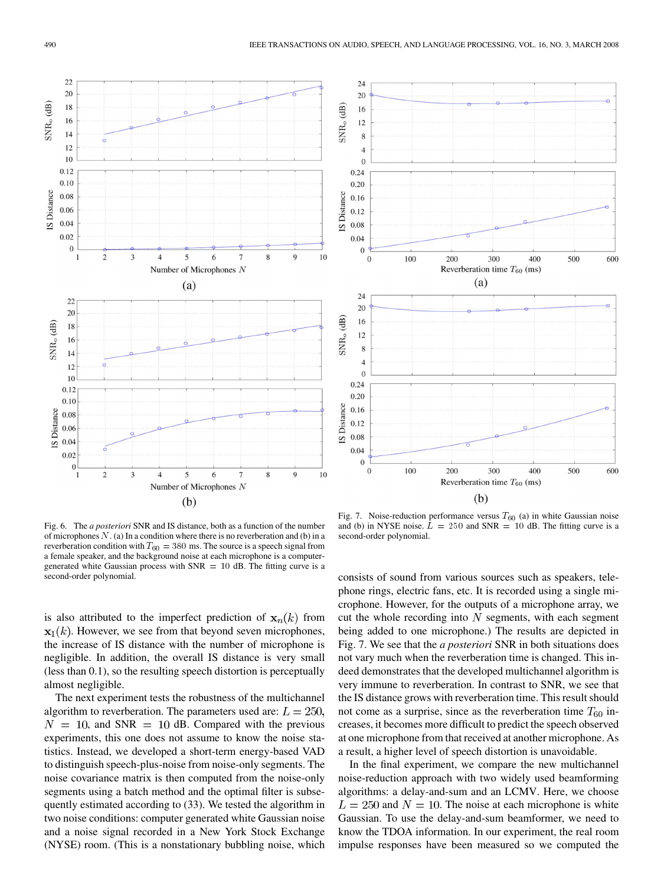Fig. 6. The *a posteriori* SNR and IS distance, both as a function of the number of microphones $N$. (a) In a condition where there is no reverberation and (b) in a reverberation condition with $T_{60} = 380$ ms. The source is a speech signal from a female speaker, and the background noise at each microphone is a computer-generated white Gaussian process with SNR $= 10$ dB. The fitting curve is a second-order polynomial.

Fig. 7. Noise-reduction performance versus $T_{60}$ (a) in white Gaussian noise and (b) in NYSE noise. $L = 250$ and SNR $= 10$ dB. The fitting curve is a second-order polynomial.

is also attributed to the imperfect prediction of $\mathbf{x}_n(k)$ from $\mathbf{x}_1(k)$. However, we see from that beyond seven microphones, the increase of IS distance with the number of microphone is negligible. In addition, the overall IS distance is very small (less than 0.1), so the resulting speech distortion is perceptually almost negligible.

The next experiment tests the robustness of the multichannel algorithm to reverberation. The parameters used are: $L = 250$, $N = 10$, and SNR $= 10$ dB. Compared with the previous experiments, this one does not assume to know the noise statistics. Instead, we developed a short-term energy-based VAD to distinguish speech-plus-noise from noise-only segments. The noise covariance matrix is then computed from the noise-only segments using a batch method and the optimal filter is subsequently estimated according to (33). We tested the algorithm in two noise conditions: computer generated white Gaussian noise and a noise signal recorded in a New York Stock Exchange (NYSE) room. (This is a nonstationary bubbling noise, which consists of sound from various sources such as speakers, telephone rings, electric fans, etc. It is recorded using a single microphone. However, for the outputs of a microphone array, we cut the whole recording into $N$ segments, with each segment being added to one microphone.) The results are depicted in Fig. 7. We see that the *a posteriori* SNR in both situations does not vary much when the reverberation time is changed. This indeed demonstrates that the developed multichannel algorithm is very immune to reverberation. In contrast to SNR, we see that the IS distance grows with reverberation time. This result should not come as a surprise, since as the reverberation time $T_{60}$ increases, it becomes more difficult to predict the speech observed at one microphone from that received at another microphone. As a result, a higher level of speech distortion is unavoidable.

In the final experiment, we compare the new multichannel noise-reduction approach with two widely used beamforming algorithms: a delay-and-sum and an LCMV. Here, we choose $L = 250$ and $N = 10$. The noise at each microphone is white Gaussian. To use the delay-and-sum beamformer, we need to know the TDOA information. In our experiment, the real room impulse responses have been measured so we computed the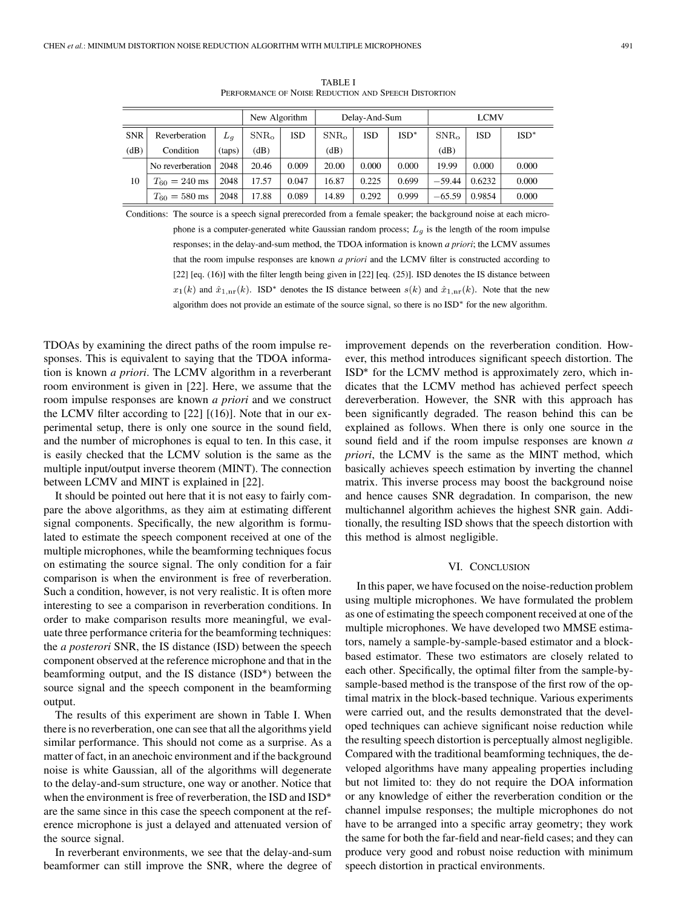TABLE I
PERFORMANCE OF NOISE REDUCTION AND SPEECH DISTORTION

| | | | New Algorithm | | Delay-And-Sum | | | LCMV | | |
|---|---|---|---|---|---|---|---|---|---|---|
| SNR (dB) | Reverberation Condition | $L_g$ (taps) | $\mathrm{SNR_o}$ (dB) | ISD | $\mathrm{SNR_o}$ (dB) | ISD | ISD* | $\mathrm{SNR_o}$ (dB) | ISD | ISD* |
| 10 | No reverberation | 2048 | 20.46 | 0.009 | 20.00 | 0.000 | 0.000 | 19.99 | 0.000 | 0.000 |
| | $T_{60} = 240$ ms | 2048 | 17.57 | 0.047 | 16.87 | 0.225 | 0.699 | $-59.44$ | 0.6232 | 0.000 |
| | $T_{60} = 580$ ms | 2048 | 17.88 | 0.089 | 14.89 | 0.292 | 0.999 | $-65.59$ | 0.9854 | 0.000 |

Conditions: The source is a speech signal prerecorded from a female speaker; the background noise at each microphone is a computer-generated white Gaussian random process; $L_g$ is the length of the room impulse responses; in the delay-and-sum method, the TDOA information is known *a priori*; the LCMV assumes that the room impulse responses are known *a priori* and the LCMV filter is constructed according to [22] [eq. (16)] with the filter length being given in [22] [eq. (25)]. ISD denotes the IS distance between $x_1(k)$ and $\hat{x}_{1,\mathrm{nr}}(k)$. ISD* denotes the IS distance between $s(k)$ and $\hat{x}_{1,\mathrm{nr}}(k)$. Note that the new algorithm does not provide an estimate of the source signal, so there is no ISD* for the new algorithm.

TDOAs by examining the direct paths of the room impulse responses. This is equivalent to saying that the TDOA information is known *a priori*. The LCMV algorithm in a reverberant room environment is given in [22]. Here, we assume that the room impulse responses are known *a priori* and we construct the LCMV filter according to [22] [(16)]. Note that in our experimental setup, there is only one source in the sound field, and the number of microphones is equal to ten. In this case, it is easily checked that the LCMV solution is the same as the multiple input/output inverse theorem (MINT). The connection between LCMV and MINT is explained in [22].

It should be pointed out here that it is not easy to fairly compare the above algorithms, as they aim at estimating different signal components. Specifically, the new algorithm is formulated to estimate the speech component received at one of the multiple microphones, while the beamforming techniques focus on estimating the source signal. The only condition for a fair comparison is when the environment is free of reverberation. Such a condition, however, is not very realistic. It is often more interesting to see a comparison in reverberation conditions. In order to make comparison results more meaningful, we evaluate three performance criteria for the beamforming techniques: the *a posterori* SNR, the IS distance (ISD) between the speech component observed at the reference microphone and that in the beamforming output, and the IS distance (ISD*) between the source signal and the speech component in the beamforming output.

The results of this experiment are shown in Table I. When there is no reverberation, one can see that all the algorithms yield similar performance. This should not come as a surprise. As a matter of fact, in an anechoic environment and if the background noise is white Gaussian, all of the algorithms will degenerate to the delay-and-sum structure, one way or another. Notice that when the environment is free of reverberation, the ISD and ISD* are the same since in this case the speech component at the reference microphone is just a delayed and attenuated version of the source signal.

In reverberant environments, we see that the delay-and-sum beamformer can still improve the SNR, where the degree of improvement depends on the reverberation condition. However, this method introduces significant speech distortion. The ISD* for the LCMV method is approximately zero, which indicates that the LCMV method has achieved perfect speech dereverberation. However, the SNR with this approach has been significantly degraded. The reason behind this can be explained as follows. When there is only one source in the sound field and if the room impulse responses are known *a priori*, the LCMV is the same as the MINT method, which basically achieves speech estimation by inverting the channel matrix. This inverse process may boost the background noise and hence causes SNR degradation. In comparison, the new multichannel algorithm achieves the highest SNR gain. Additionally, the resulting ISD shows that the speech distortion with this method is almost negligible.

## VI. CONCLUSION

In this paper, we have focused on the noise-reduction problem using multiple microphones. We have formulated the problem as one of estimating the speech component received at one of the multiple microphones. We have developed two MMSE estimators, namely a sample-by-sample-based estimator and a block-based estimator. These two estimators are closely related to each other. Specifically, the optimal filter from the sample-by-sample-based method is the transpose of the first row of the optimal matrix in the block-based technique. Various experiments were carried out, and the results demonstrated that the developed techniques can achieve significant noise reduction while the resulting speech distortion is perceptually almost negligible. Compared with the traditional beamforming techniques, the developed algorithms have many appealing properties including but not limited to: they do not require the DOA information or any knowledge of either the reverberation condition or the channel impulse responses; the multiple microphones do not have to be arranged into a specific array geometry; they work the same for both the far-field and near-field cases; and they can produce very good and robust noise reduction with minimum speech distortion in practical environments.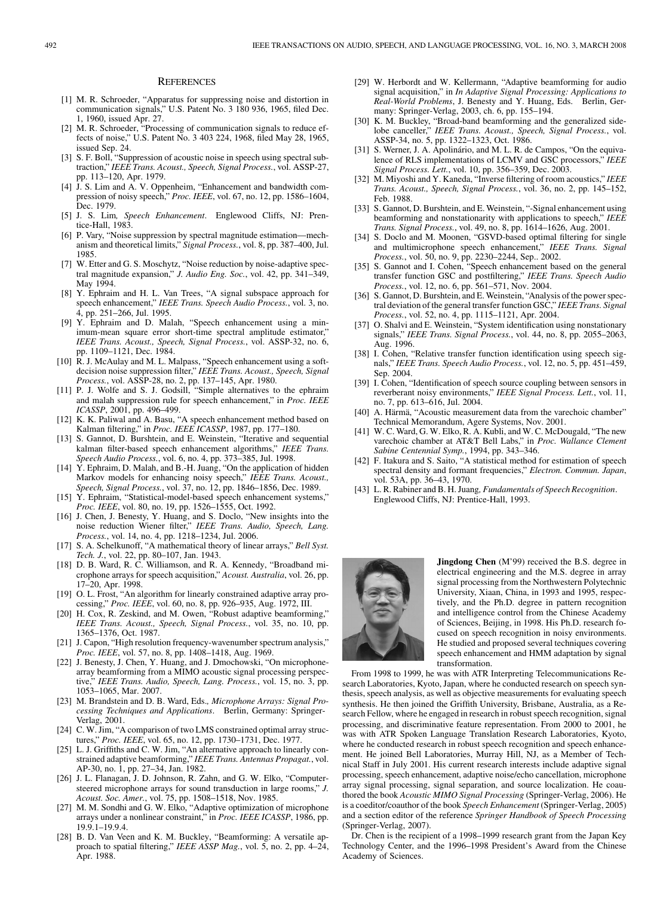## References

[1] M. R. Schroeder, "Apparatus for suppressing noise and distortion in communication signals," U.S. Patent No. 3 180 936, 1965, filed Dec. 1, 1960, issued Apr. 27.

[2] M. R. Schroeder, "Processing of communication signals to reduce effects of noise," U.S. Patent No. 3 403 224, 1968, filed May 28, 1965, issued Sep. 24.

[3] S. F. Boll, "Suppression of acoustic noise in speech using spectral subtraction," *IEEE Trans. Acoust., Speech, Signal Process.*, vol. ASSP-27, pp. 113–120, Apr. 1979.

[4] J. S. Lim and A. V. Oppenheim, "Enhancement and bandwidth compression of noisy speech," *Proc. IEEE*, vol. 67, no. 12, pp. 1586–1604, Dec. 1979.

[5] J. S. Lim*, Speech Enhancement*. Englewood Cliffs, NJ: Prentice-Hall, 1983.

[6] P. Vary, "Noise suppression by spectral magnitude estimation—mechanism and theoretical limits," *Signal Process.*, vol. 8, pp. 387–400, Jul. 1985.

[7] W. Etter and G. S. Moschytz, "Noise reduction by noise-adaptive spectral magnitude expansion," *J. Audio Eng. Soc.*, vol. 42, pp. 341–349, May 1994.

[8] Y. Ephraim and H. L. Van Trees, "A signal subspace approach for speech enhancement," *IEEE Trans. Speech Audio Process.*, vol. 3, no. 4, pp. 251–266, Jul. 1995.

[9] Y. Ephraim and D. Malah, "Speech enhancement using a minimum-mean square error short-time spectral amplitude estimator," *IEEE Trans. Acoust., Speech, Signal Process.*, vol. ASSP-32, no. 6, pp. 1109–1121, Dec. 1984.

[10] R. J. McAulay and M. L. Malpass, "Speech enhancement using a soft-decision noise suppression filter," *IEEE Trans. Acoust., Speech, Signal Process.*, vol. ASSP-28, no. 2, pp. 137–145, Apr. 1980.

[11] P. J. Wolfe and S. J. Godsill, "Simple alternatives to the ephraim and malah suppression rule for speech enhancement," in *Proc. IEEE ICASSP*, 2001, pp. 496–499.

[12] K. K. Paliwal and A. Basu, "A speech enhancement method based on Kalman filtering," in *Proc. IEEE ICASSP*, 1987, pp. 177–180.

[13] S. Gannot, D. Burshtein, and E. Weinstein, "Iterative and sequential kalman filter-based speech enhancement algorithms," *IEEE Trans. Speech Audio Process.*, vol. 6, no. 4, pp. 373–385, Jul. 1998.

[14] Y. Ephraim, D. Malah, and B.-H. Juang, "On the application of hidden Markov models for enhancing noisy speech," *IEEE Trans. Acoust., Speech, Signal Process.*, vol. 37, no. 12, pp. 1846–1856, Dec. 1989.

[15] Y. Ephraim, "Statistical-model-based speech enhancement systems," *Proc. IEEE*, vol. 80, no. 19, pp. 1526–1555, Oct. 1992.

[16] J. Chen, J. Benesty, Y. Huang, and S. Doclo, "New insights into the noise reduction Wiener filter," *IEEE Trans. Audio, Speech, Lang. Process.*, vol. 14, no. 4, pp. 1218–1234, Jul. 2006.

[17] S. A. Schelkunoff, "A mathematical theory of linear arrays," *Bell Syst. Tech. J.*, vol. 22, pp. 80–107, Jan. 1943.

[18] D. B. Ward, R. C. Williamson, and R. A. Kennedy, "Broadband microphone arrays for speech acquisition," *Acoust. Australia*, vol. 26, pp. 17–20, Apr. 1998.

[19] O. L. Frost, "An algorithm for linearly constrained adaptive array processing," *Proc. IEEE*, vol. 60, no. 8, pp. 926–935, Aug. 1972, III.

[20] H. Cox, R. Zeskind, and M. Owen, "Robust adaptive beamforming," *IEEE Trans. Acoust., Speech, Signal Process.*, vol. 35, no. 10, pp. 1365–1376, Oct. 1987.

[21] J. Capon, "High resolution frequency-wavenumber spectrum analysis," *Proc. IEEE*, vol. 57, no. 8, pp. 1408–1418, Aug. 1969.

[22] J. Benesty, J. Chen, Y. Huang, and J. Dmochowski, "On microphone-array beamforming from a MIMO acoustic signal processing perspective," *IEEE Trans. Audio, Speech, Lang. Process.*, vol. 15, no. 3, pp. 1053–1065, Mar. 2007.

[23] M. Brandstein and D. B. Ward, Eds.*, Microphone Arrays: Signal Processing Techniques and Applications*. Berlin, Germany: Springer-Verlag, 2001.

[24] C. W. Jim, "A comparison of two LMS constrained optimal array structures," *Proc. IEEE*, vol. 65, no. 12, pp. 1730–1731, Dec. 1977.

[25] L. J. Griffiths and C. W. Jim, "An alternative approach to linearly constrained adaptive beamforming," *IEEE Trans. Antennas Propagat.*, vol. AP-30, no. 1, pp. 27–34, Jan. 1982.

[26] J. L. Flanagan, J. D. Johnson, R. Zahn, and G. W. Elko, "Computer-steered microphone arrays for sound transduction in large rooms," *J. Acoust. Soc. Amer.*, vol. 75, pp. 1508–1518, Nov. 1985.

[27] M. M. Sondhi and G. W. Elko, "Adaptive optimization of microphone arrays under a nonlinear constraint," in *Proc. IEEE ICASSP*, 1986, pp. 19.9.1–19.9.4.

[28] B. D. Van Veen and K. M. Buckley, "Beamforming: A versatile approach to spatial filtering," *IEEE ASSP Mag.*, vol. 5, no. 2, pp. 4–24, Apr. 1988.

[29] W. Herbordt and W. Kellermann, "Adaptive beamforming for audio signal acquisition," in *In Adaptive Signal Processing: Applications to Real-World Problems*, J. Benesty and Y. Huang, Eds. Berlin, Germany: Springer-Verlag, 2003, ch. 6, pp. 155–194.

[30] K. M. Buckley, "Broad-band beamforming and the generalized sidelobe canceller," *IEEE Trans. Acoust., Speech, Signal Process.*, vol. ASSP-34, no. 5, pp. 1322–1323, Oct. 1986.

[31] S. Werner, J. A. Apolinário, and M. L. R. de Campos, "On the equivalence of RLS implementations of LCMV and GSC processors," *IEEE Signal Process. Lett.*, vol. 10, pp. 356–359, Dec. 2003.

[32] M. Miyoshi and Y. Kaneda, "Inverse filtering of room acoustics," *IEEE Trans. Acoust., Speech, Signal Process.*, vol. 36, no. 2, pp. 145–152, Feb. 1988.

[33] S. Gannot, D. Burshtein, and E. Weinstein, "-Signal enhancement using beamforming and nonstationarity with applications to speech," *IEEE Trans. Signal Process.*, vol. 49, no. 8, pp. 1614–1626, Aug. 2001.

[34] S. Doclo and M. Moonen, "GSVD-based optimal filtering for single and multimicrophone speech enhancement," *IEEE Trans. Signal Process.*, vol. 50, no. 9, pp. 2230–2244, Sep.. 2002.

[35] S. Gannot and I. Cohen, "Speech enhancement based on the general transfer function GSC and postfiltering," *IEEE Trans. Speech Audio Process.*, vol. 12, no. 6, pp. 561–571, Nov. 2004.

[36] S. Gannot, D. Burshtein, and E. Weinstein, "Analysis of the power spectral deviation of the general transfer function GSC," *IEEE Trans. Signal Process.*, vol. 52, no. 4, pp. 1115–1121, Apr. 2004.

[37] O. Shalvi and E. Weinstein, "System identification using nonstationary signals," *IEEE Trans. Signal Process.*, vol. 44, no. 8, pp. 2055–2063, Aug. 1996.

[38] I. Cohen, "Relative transfer function identification using speech signals," *IEEE Trans. Speech Audio Process.*, vol. 12, no. 5, pp. 451–459, Sep. 2004.

[39] I. Cohen, "Identification of speech source coupling between sensors in reverberant noisy environments," *IEEE Signal Process. Lett.*, vol. 11, no. 7, pp. 613–616, Jul. 2004.

[40] A. Härmä, "Acoustic measurement data from the varechoic chamber" Technical Memorandum, Agere Systems, Nov. 2001.

[41] W. C. Ward, G. W. Elko, R. A. Kubli, and W. C. McDougald, "The new varechoic chamber at AT&T Bell Labs," in *Proc. Wallance Clement Sabine Centennial Symp.*, 1994, pp. 343–346.

[42] F. Itakura and S. Saito, "A statistical method for estimation of speech spectral density and formant frequencies," *Electron. Commun. Japan*, vol. 53A, pp. 36–43, 1970.

[43] L. R. Rabiner and B. H. Juang*, Fundamentals of Speech Recognition*. Englewood Cliffs, NJ: Prentice-Hall, 1993.

**Jingdong Chen** (M'99) received the B.S. degree in electrical engineering and the M.S. degree in array signal processing from the Northwestern Polytechnic University, Xiaan, China, in 1993 and 1995, respectively, and the Ph.D. degree in pattern recognition and intelligence control from the Chinese Academy of Sciences, Beijing, in 1998. His Ph.D. research focused on speech recognition in noisy environments. He studied and proposed several techniques covering speech enhancement and HMM adaptation by signal transformation.

From 1998 to 1999, he was with ATR Interpreting Telecommunications Research Laboratories, Kyoto, Japan, where he conducted research on speech synthesis, speech analysis, as well as objective measurements for evaluating speech synthesis. He then joined the Griffith University, Brisbane, Australia, as a Research Fellow, where he engaged in research in robust speech recognition, signal processing, and discriminative feature representation. From 2000 to 2001, he was with ATR Spoken Language Translation Research Laboratories, Kyoto, where he conducted research in robust speech recognition and speech enhancement. He joined Bell Laboratories, Murray Hill, NJ, as a Member of Technical Staff in July 2001. His current research interests include adaptive signal processing, speech enhancement, adaptive noise/echo cancellation, microphone array signal processing, signal separation, and source localization. He coauthored the book *Acoustic MIMO Signal Processing* (Springer-Verlag, 2006). He is a coeditor/coauthor of the book *Speech Enhancement* (Springer-Verlag, 2005) and a section editor of the reference *Springer Handbook of Speech Processing* (Springer-Verlag, 2007).

Dr. Chen is the recipient of a 1998–1999 research grant from the Japan Key Technology Center, and the 1996–1998 President's Award from the Chinese Academy of Sciences.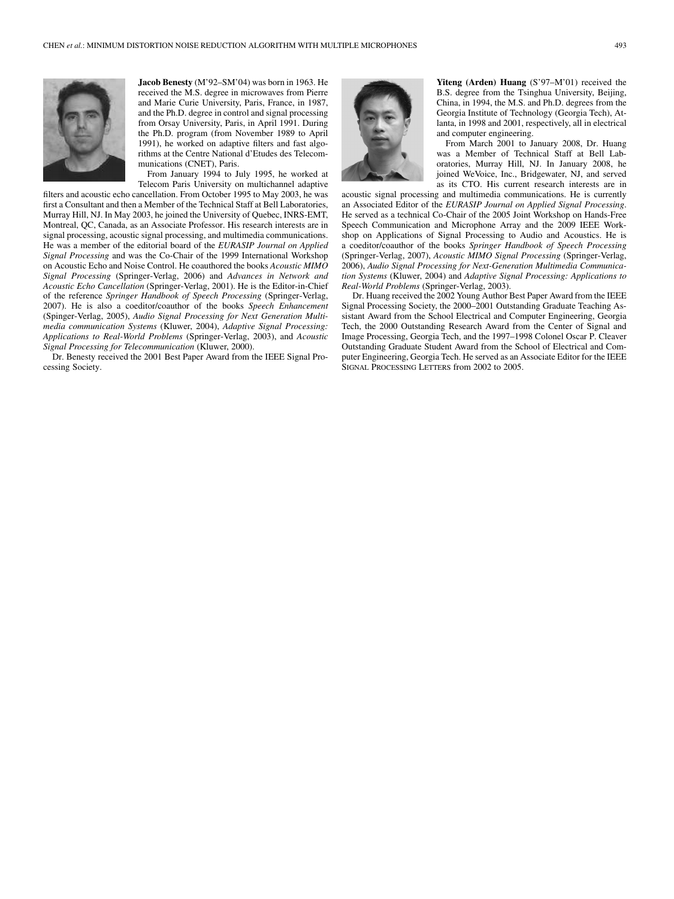**Jacob Benesty** (M'92–SM'04) was born in 1963. He received the M.S. degree in microwaves from Pierre and Marie Curie University, Paris, France, in 1987, and the Ph.D. degree in control and signal processing from Orsay University, Paris, in April 1991. During the Ph.D. program (from November 1989 to April 1991), he worked on adaptive filters and fast algorithms at the Centre National d'Etudes des Telecommunications (CNET), Paris.

From January 1994 to July 1995, he worked at Telecom Paris University on multichannel adaptive filters and acoustic echo cancellation. From October 1995 to May 2003, he was first a Consultant and then a Member of the Technical Staff at Bell Laboratories, Murray Hill, NJ. In May 2003, he joined the University of Quebec, INRS-EMT, Montreal, QC, Canada, as an Associate Professor. His research interests are in signal processing, acoustic signal processing, and multimedia communications. He was a member of the editorial board of the *EURASIP Journal on Applied Signal Processing* and was the Co-Chair of the 1999 International Workshop on Acoustic Echo and Noise Control. He coauthored the books *Acoustic MIMO Signal Processing* (Springer-Verlag, 2006) and *Advances in Network and Acoustic Echo Cancellation* (Springer-Verlag, 2001). He is the Editor-in-Chief of the reference *Springer Handbook of Speech Processing* (Springer-Verlag, 2007). He is also a coeditor/coauthor of the books *Speech Enhancement* (Spinger-Verlag, 2005), *Audio Signal Processing for Next Generation Multimedia communication Systems* (Kluwer, 2004), *Adaptive Signal Processing: Applications to Real-World Problems* (Springer-Verlag, 2003), and *Acoustic Signal Processing for Telecommunication* (Kluwer, 2000).

Dr. Benesty received the 2001 Best Paper Award from the IEEE Signal Processing Society.

**Yiteng (Arden) Huang** (S'97–M'01) received the B.S. degree from the Tsinghua University, Beijing, China, in 1994, the M.S. and Ph.D. degrees from the Georgia Institute of Technology (Georgia Tech), Atlanta, in 1998 and 2001, respectively, all in electrical and computer engineering.

From March 2001 to January 2008, Dr. Huang was a Member of Technical Staff at Bell Laboratories, Murray Hill, NJ. In January 2008, he joined WeVoice, Inc., Bridgewater, NJ, and served as its CTO. His current research interests are in acoustic signal processing and multimedia communications. He is currently an Associated Editor of the *EURASIP Journal on Applied Signal Processing*. He served as a technical Co-Chair of the 2005 Joint Workshop on Hands-Free Speech Communication and Microphone Array and the 2009 IEEE Workshop on Applications of Signal Processing to Audio and Acoustics. He is a coeditor/coauthor of the books *Springer Handbook of Speech Processing* (Springer-Verlag, 2007), *Acoustic MIMO Signal Processing* (Springer-Verlag, 2006), *Audio Signal Processing for Next-Generation Multimedia Communication Systems* (Kluwer, 2004) and *Adaptive Signal Processing: Applications to Real-World Problems* (Springer-Verlag, 2003).

Dr. Huang received the 2002 Young Author Best Paper Award from the IEEE Signal Processing Society, the 2000–2001 Outstanding Graduate Teaching Assistant Award from the School Electrical and Computer Engineering, Georgia Tech, the 2000 Outstanding Research Award from the Center of Signal and Image Processing, Georgia Tech, and the 1997–1998 Colonel Oscar P. Cleaver Outstanding Graduate Student Award from the School of Electrical and Computer Engineering, Georgia Tech. He served as an Associate Editor for the IEEE SIGNAL PROCESSING LETTERS from 2002 to 2005.